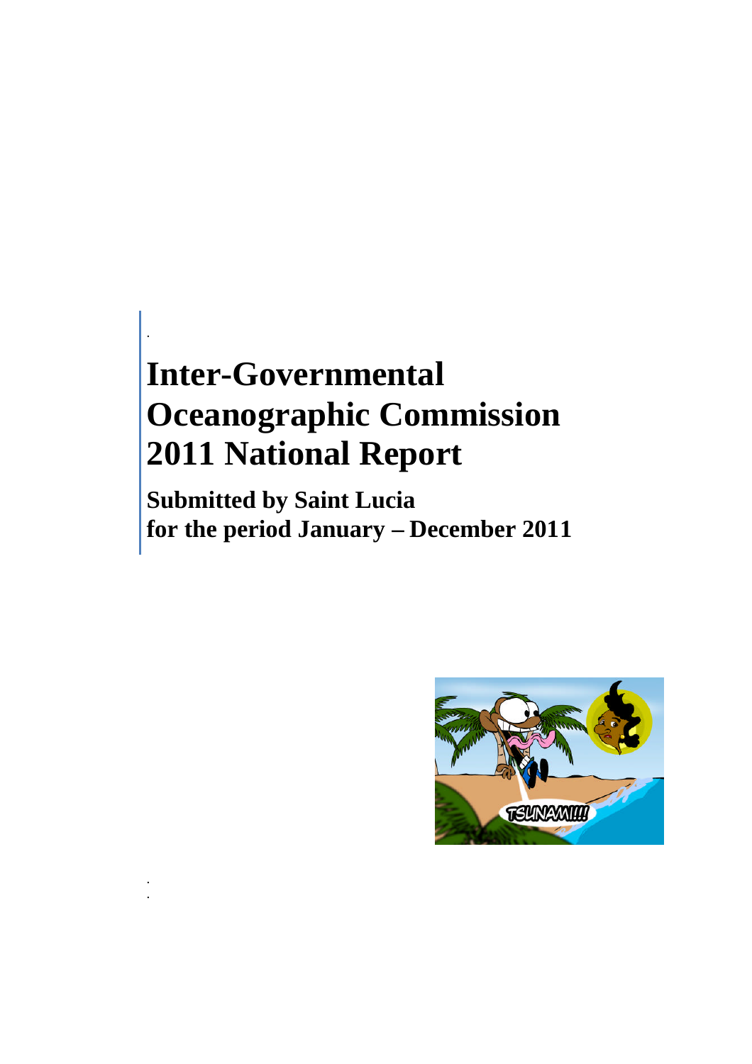# Inter-Governmental Oceanographic Commission 2011 National Report

**Submitted by Saint Lucia**
**for the period January – December 2011**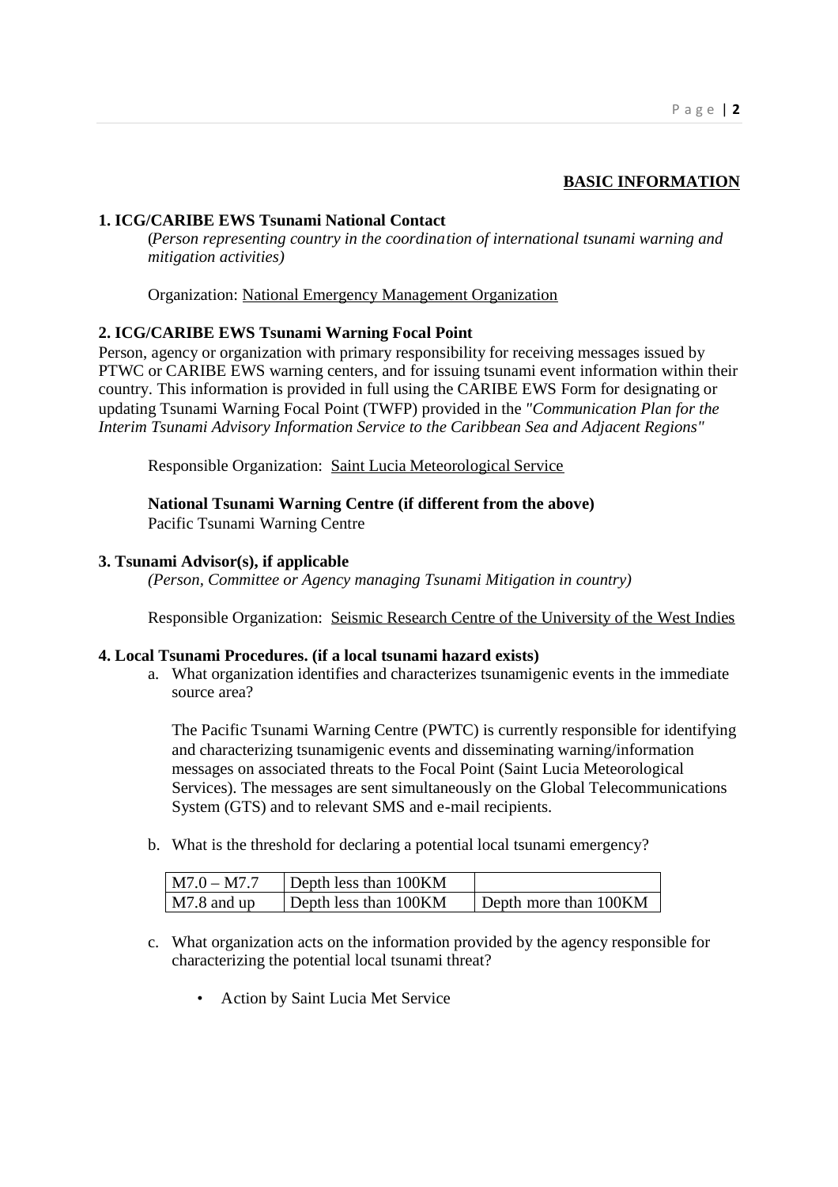## BASIC INFORMATION

**1. ICG/CARIBE EWS Tsunami National Contact**

(*Person representing country in the coordination of international tsunami warning and mitigation activities)*

Organization: National Emergency Management Organization

**2. ICG/CARIBE EWS Tsunami Warning Focal Point**

Person, agency or organization with primary responsibility for receiving messages issued by PTWC or CARIBE EWS warning centers, and for issuing tsunami event information within their country. This information is provided in full using the CARIBE EWS Form for designating or updating Tsunami Warning Focal Point (TWFP) provided in the *"Communication Plan for the Interim Tsunami Advisory Information Service to the Caribbean Sea and Adjacent Regions"*

Responsible Organization: Saint Lucia Meteorological Service

**National Tsunami Warning Centre (if different from the above)**

Pacific Tsunami Warning Centre

**3. Tsunami Advisor(s), if applicable**

*(Person, Committee or Agency managing Tsunami Mitigation in country)*

Responsible Organization: Seismic Research Centre of the University of the West Indies

**4. Local Tsunami Procedures. (if a local tsunami hazard exists)**

a. What organization identifies and characterizes tsunamigenic events in the immediate source area?

   The Pacific Tsunami Warning Centre (PWTC) is currently responsible for identifying and characterizing tsunamigenic events and disseminating warning/information messages on associated threats to the Focal Point (Saint Lucia Meteorological Services). The messages are sent simultaneously on the Global Telecommunications System (GTS) and to relevant SMS and e-mail recipients.

b. What is the threshold for declaring a potential local tsunami emergency?

| | | |
|---|---|---|
| M7.0 – M7.7 | Depth less than 100KM | |
| M7.8 and up | Depth less than 100KM | Depth more than 100KM |

c. What organization acts on the information provided by the agency responsible for characterizing the potential local tsunami threat?

   - Action by Saint Lucia Met Service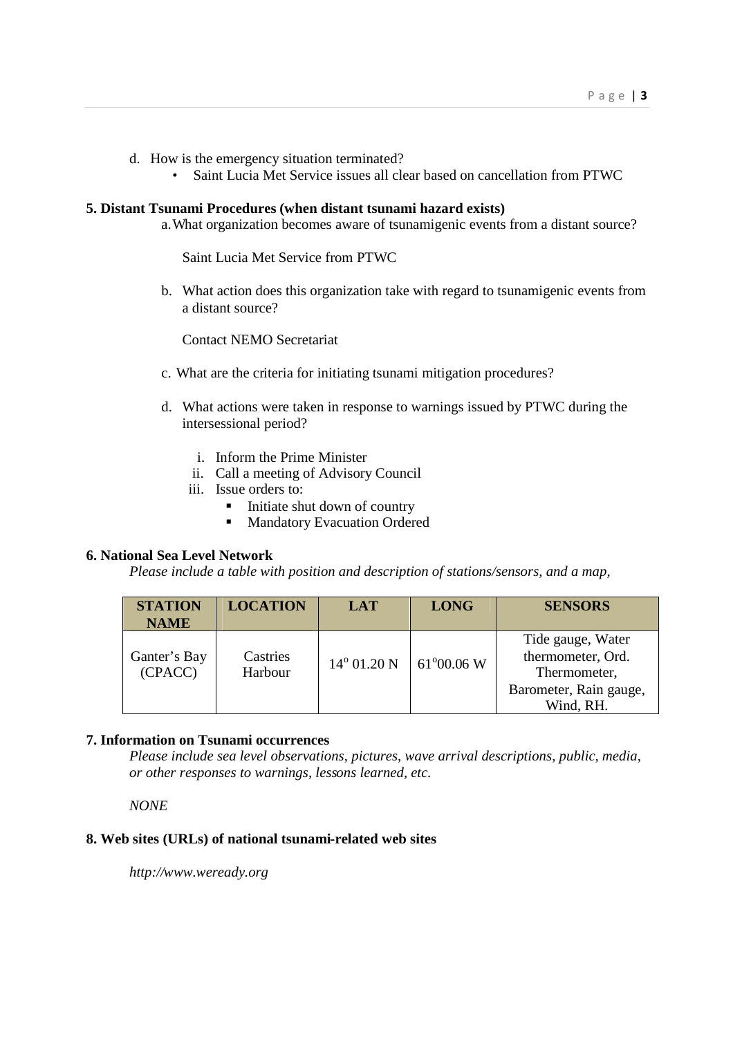d. How is the emergency situation terminated?
   - Saint Lucia Met Service issues all clear based on cancellation from PTWC

**5. Distant Tsunami Procedures (when distant tsunami hazard exists)**

a. What organization becomes aware of tsunamigenic events from a distant source?

   Saint Lucia Met Service from PTWC

b. What action does this organization take with regard to tsunamigenic events from a distant source?

   Contact NEMO Secretariat

c. What are the criteria for initiating tsunami mitigation procedures?

d. What actions were taken in response to warnings issued by PTWC during the intersessional period?

   i. Inform the Prime Minister
   ii. Call a meeting of Advisory Council
   iii. Issue orders to:
      - Initiate shut down of country
      - Mandatory Evacuation Ordered

**6. National Sea Level Network**

*Please include a table with position and description of stations/sensors, and a map,*

| STATION NAME | LOCATION | LAT | LONG | SENSORS |
|---|---|---|---|---|
| Ganter's Bay (CPACC) | Castries Harbour | $14^{o}$ 01.20 N | $61^{o}$00.06 W | Tide gauge, Water thermometer, Ord. Thermometer, Barometer, Rain gauge, Wind, RH. |

**7. Information on Tsunami occurrences**

*Please include sea level observations, pictures, wave arrival descriptions, public, media, or other responses to warnings, lessons learned, etc.*

*NONE*

**8. Web sites (URLs) of national tsunami-related web sites**

*http://www.weready.org*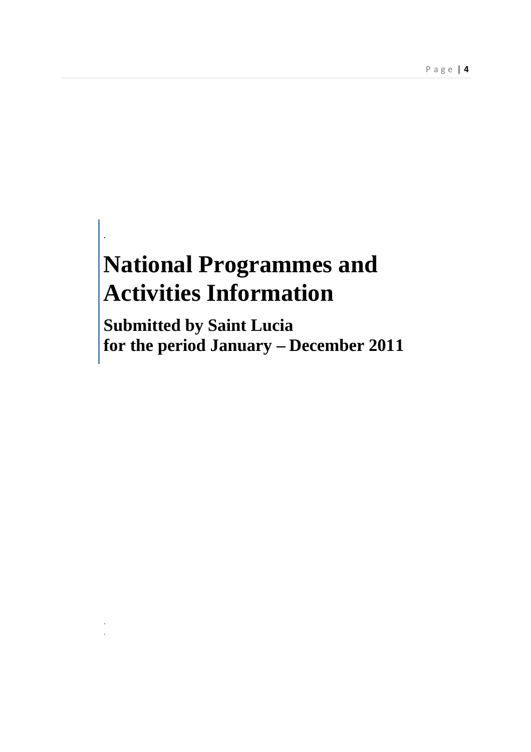# National Programmes and Activities Information

## Submitted by Saint Lucia for the period January – December 2011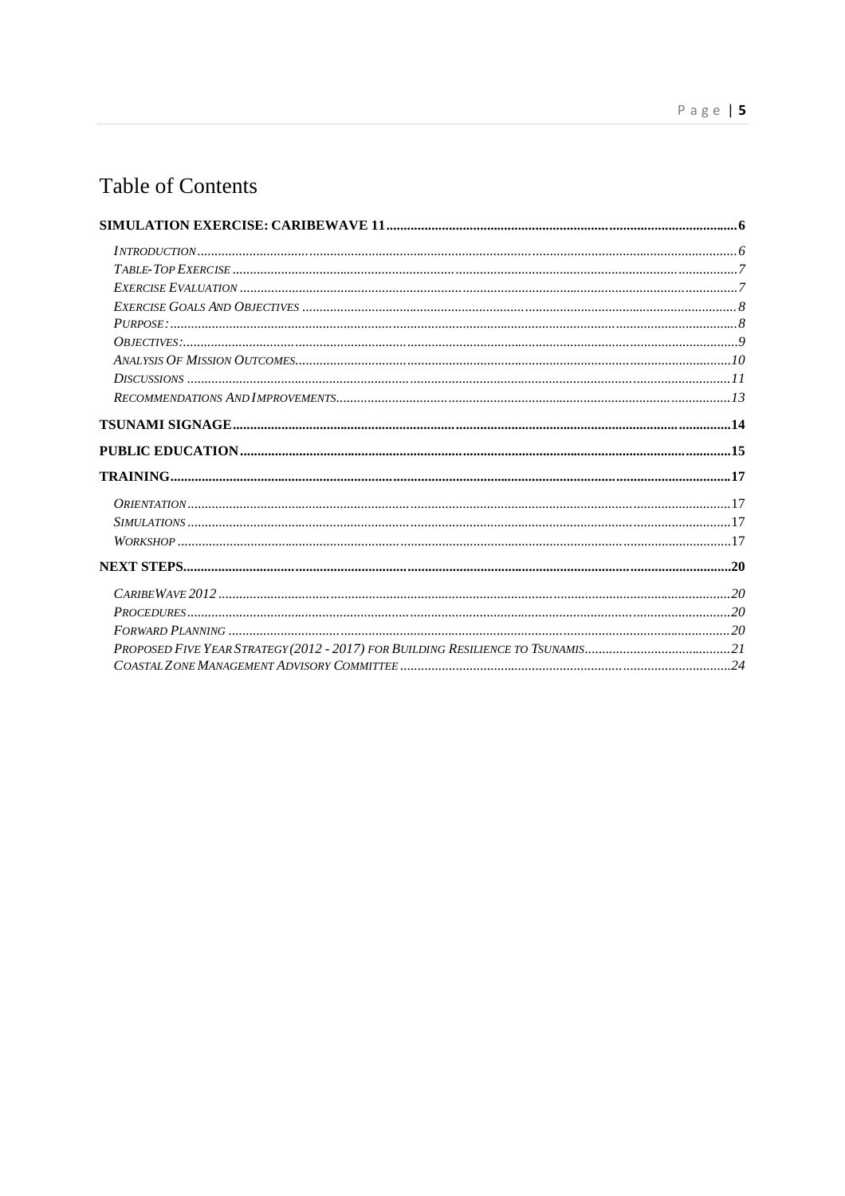# Table of Contents

**SIMULATION EXERCISE: CARIBEWAVE 11** ........ 6

- *INTRODUCTION* ........ 6
- *TABLE-TOP EXERCISE* ........ 7
- *EXERCISE EVALUATION* ........ 7
- *EXERCISE GOALS AND OBJECTIVES* ........ 8
- *PURPOSE:* ........ 8
- *OBJECTIVES:* ........ 9
- *ANALYSIS OF MISSION OUTCOMES* ........ 10
- *DISCUSSIONS* ........ 11
- *RECOMMENDATIONS AND IMPROVEMENTS* ........ 13

**TSUNAMI SIGNAGE** ........ 14

**PUBLIC EDUCATION** ........ 15

**TRAINING** ........ 17

- *ORIENTATION* ........ 17
- *SIMULATIONS* ........ 17
- *WORKSHOP* ........ 17

**NEXT STEPS** ........ 20

- *CARIBEWAVE 2012* ........ 20
- *PROCEDURES* ........ 20
- *FORWARD PLANNING* ........ 20
- *PROPOSED FIVE YEAR STRATEGY (2012 - 2017) FOR BUILDING RESILIENCE TO TSUNAMIS* ........ 21
- *COASTAL ZONE MANAGEMENT ADVISORY COMMITTEE* ........ 24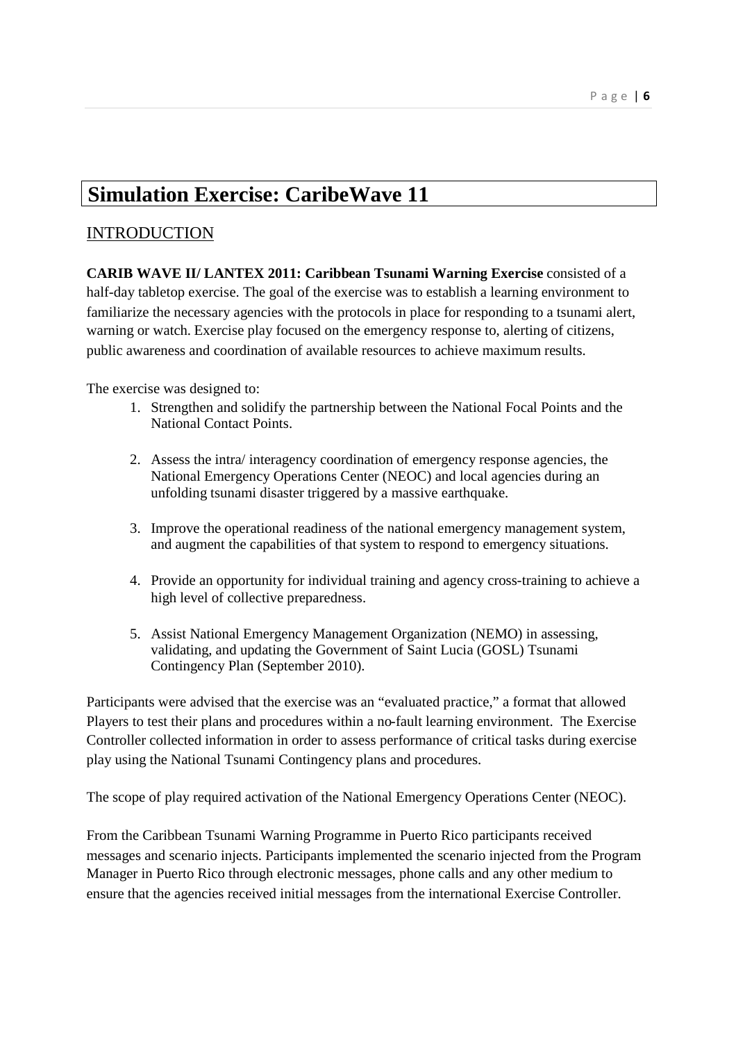# Simulation Exercise: CaribeWave 11

## INTRODUCTION

**CARIB WAVE II/ LANTEX 2011: Caribbean Tsunami Warning Exercise** consisted of a half-day tabletop exercise. The goal of the exercise was to establish a learning environment to familiarize the necessary agencies with the protocols in place for responding to a tsunami alert, warning or watch. Exercise play focused on the emergency response to, alerting of citizens, public awareness and coordination of available resources to achieve maximum results.

The exercise was designed to:

1. Strengthen and solidify the partnership between the National Focal Points and the National Contact Points.
2. Assess the intra/ interagency coordination of emergency response agencies, the National Emergency Operations Center (NEOC) and local agencies during an unfolding tsunami disaster triggered by a massive earthquake.
3. Improve the operational readiness of the national emergency management system, and augment the capabilities of that system to respond to emergency situations.
4. Provide an opportunity for individual training and agency cross-training to achieve a high level of collective preparedness.
5. Assist National Emergency Management Organization (NEMO) in assessing, validating, and updating the Government of Saint Lucia (GOSL) Tsunami Contingency Plan (September 2010).

Participants were advised that the exercise was an "evaluated practice," a format that allowed Players to test their plans and procedures within a no-fault learning environment. The Exercise Controller collected information in order to assess performance of critical tasks during exercise play using the National Tsunami Contingency plans and procedures.

The scope of play required activation of the National Emergency Operations Center (NEOC).

From the Caribbean Tsunami Warning Programme in Puerto Rico participants received messages and scenario injects. Participants implemented the scenario injected from the Program Manager in Puerto Rico through electronic messages, phone calls and any other medium to ensure that the agencies received initial messages from the international Exercise Controller.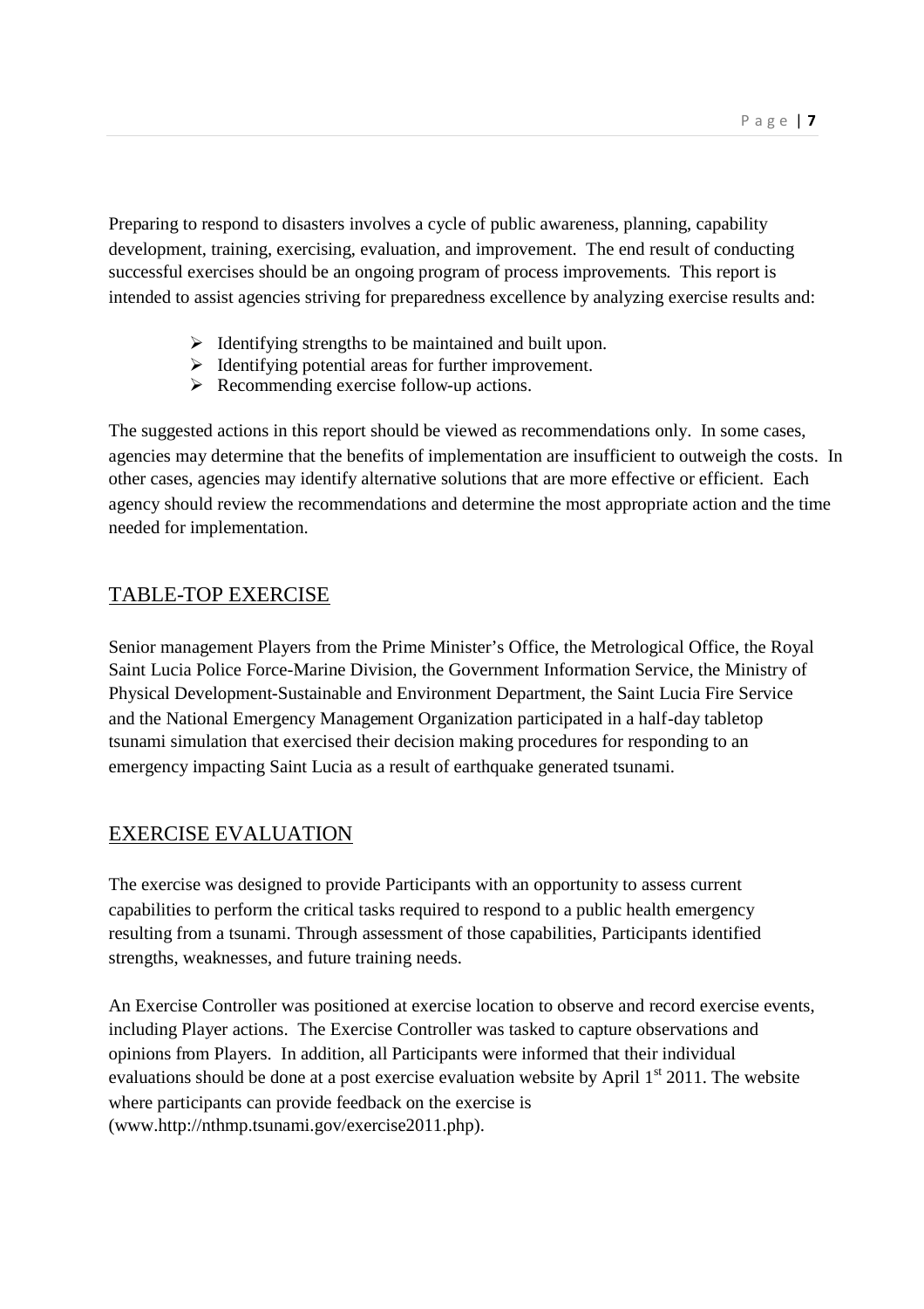Preparing to respond to disasters involves a cycle of public awareness, planning, capability development, training, exercising, evaluation, and improvement. The end result of conducting successful exercises should be an ongoing program of process improvements. This report is intended to assist agencies striving for preparedness excellence by analyzing exercise results and:

- Identifying strengths to be maintained and built upon.
- Identifying potential areas for further improvement.
- Recommending exercise follow-up actions.

The suggested actions in this report should be viewed as recommendations only. In some cases, agencies may determine that the benefits of implementation are insufficient to outweigh the costs. In other cases, agencies may identify alternative solutions that are more effective or efficient. Each agency should review the recommendations and determine the most appropriate action and the time needed for implementation.

## TABLE-TOP EXERCISE

Senior management Players from the Prime Minister's Office, the Metrological Office, the Royal Saint Lucia Police Force-Marine Division, the Government Information Service, the Ministry of Physical Development-Sustainable and Environment Department, the Saint Lucia Fire Service and the National Emergency Management Organization participated in a half-day tabletop tsunami simulation that exercised their decision making procedures for responding to an emergency impacting Saint Lucia as a result of earthquake generated tsunami.

## EXERCISE EVALUATION

The exercise was designed to provide Participants with an opportunity to assess current capabilities to perform the critical tasks required to respond to a public health emergency resulting from a tsunami. Through assessment of those capabilities, Participants identified strengths, weaknesses, and future training needs.

An Exercise Controller was positioned at exercise location to observe and record exercise events, including Player actions. The Exercise Controller was tasked to capture observations and opinions from Players. In addition, all Participants were informed that their individual evaluations should be done at a post exercise evaluation website by April 1st 2011. The website where participants can provide feedback on the exercise is (www.http://nthmp.tsunami.gov/exercise2011.php).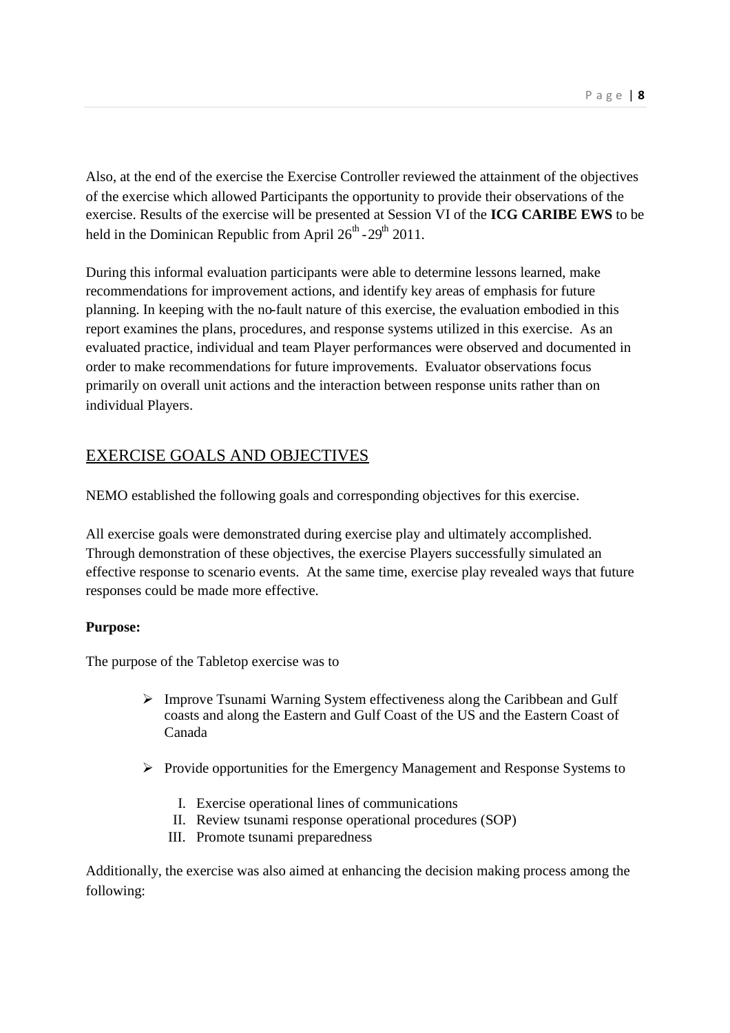Also, at the end of the exercise the Exercise Controller reviewed the attainment of the objectives of the exercise which allowed Participants the opportunity to provide their observations of the exercise. Results of the exercise will be presented at Session VI of the **ICG CARIBE EWS** to be held in the Dominican Republic from April 26th - 29th 2011.

During this informal evaluation participants were able to determine lessons learned, make recommendations for improvement actions, and identify key areas of emphasis for future planning. In keeping with the no-fault nature of this exercise, the evaluation embodied in this report examines the plans, procedures, and response systems utilized in this exercise. As an evaluated practice, individual and team Player performances were observed and documented in order to make recommendations for future improvements. Evaluator observations focus primarily on overall unit actions and the interaction between response units rather than on individual Players.

## EXERCISE GOALS AND OBJECTIVES

NEMO established the following goals and corresponding objectives for this exercise.

All exercise goals were demonstrated during exercise play and ultimately accomplished. Through demonstration of these objectives, the exercise Players successfully simulated an effective response to scenario events. At the same time, exercise play revealed ways that future responses could be made more effective.

**Purpose:**

The purpose of the Tabletop exercise was to

- Improve Tsunami Warning System effectiveness along the Caribbean and Gulf coasts and along the Eastern and Gulf Coast of the US and the Eastern Coast of Canada
- Provide opportunities for the Emergency Management and Response Systems to
  - I. Exercise operational lines of communications
  - II. Review tsunami response operational procedures (SOP)
  - III. Promote tsunami preparedness

Additionally, the exercise was also aimed at enhancing the decision making process among the following: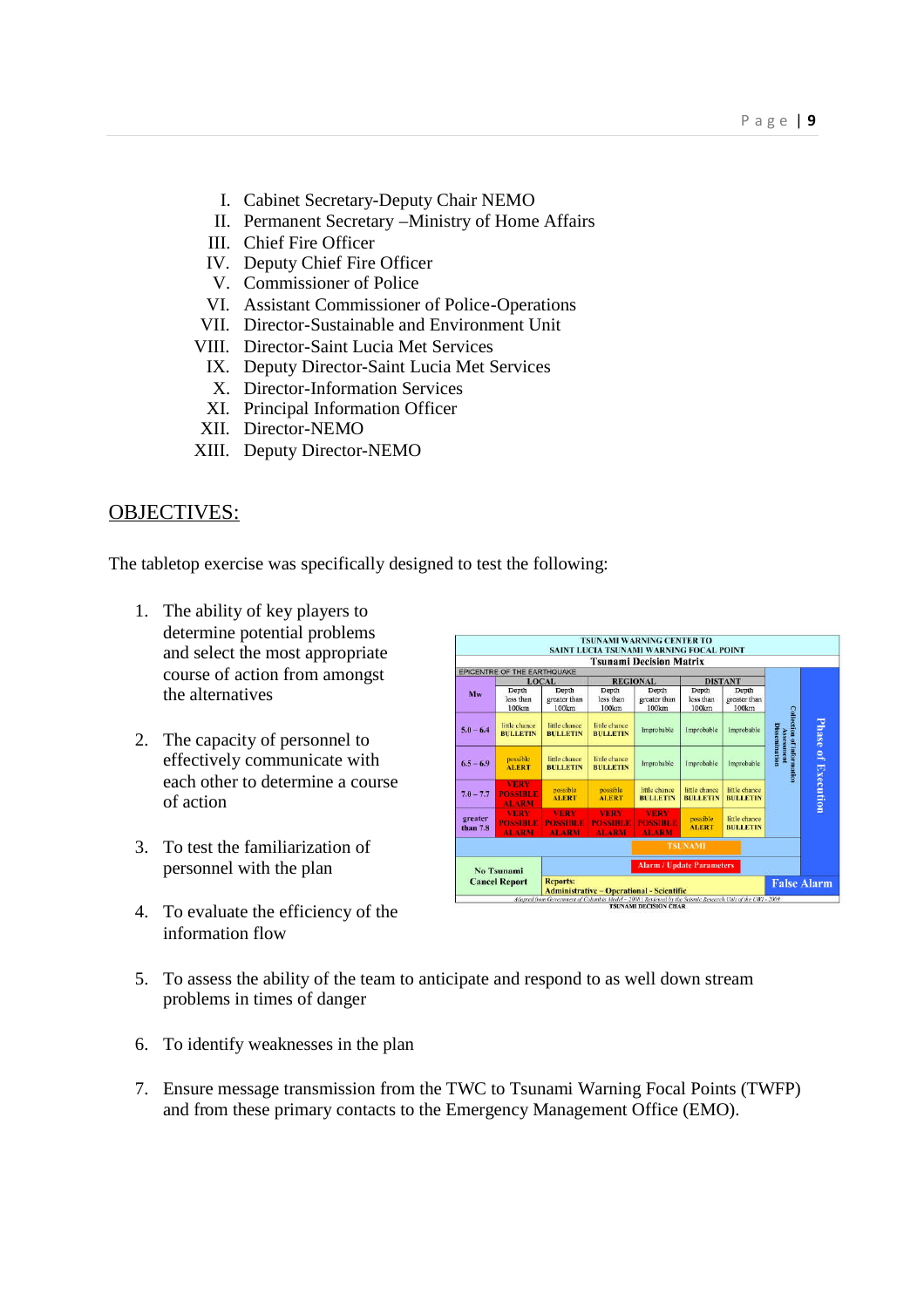I. Cabinet Secretary-Deputy Chair NEMO
II. Permanent Secretary –Ministry of Home Affairs
III. Chief Fire Officer
IV. Deputy Chief Fire Officer
V. Commissioner of Police
VI. Assistant Commissioner of Police-Operations
VII. Director-Sustainable and Environment Unit
VIII. Director-Saint Lucia Met Services
IX. Deputy Director-Saint Lucia Met Services
X. Director-Information Services
XI. Principal Information Officer
XII. Director-NEMO
XIII. Deputy Director-NEMO

## OBJECTIVES:

The tabletop exercise was specifically designed to test the following:

1. The ability of key players to determine potential problems and select the most appropriate course of action from amongst the alternatives

2. The capacity of personnel to effectively communicate with each other to determine a course of action

3. To test the familiarization of personnel with the plan

4. To evaluate the efficiency of the information flow

TSUNAMI WARNING CENTER TO
SAINT LUCIA TSUNAMI WARNING FOCAL POINT
**Tsunami Decision Matrix**

EPICENTRE OF THE EARTHQUAKE

| Mw | LOCAL | | REGIONAL | | DISTANT | |
|---|---|---|---|---|---|---|
| | Depth less than 100km | Depth greater than 100km | Depth less than 100km | Depth greater than 100km | Depth less than 100km | Depth greater than 100km |
| 5.0 – 6.4 | little chance BULLETIN | little chance BULLETIN | little chance BULLETIN | Improbable | Improbable | Improbable |
| 6.5 – 6.9 | possible ALERT | little chance BULLETIN | little chance BULLETIN | Improbable | Improbable | Improbable |
| 7.0 – 7.7 | VERY POSSIBLE ALARM | possible ALERT | possible ALERT | little chance BULLETIN | little chance BULLETIN | little chance BULLETIN |
| greater than 7.8 | VERY POSSIBLE ALARM | VERY POSSIBLE ALARM | VERY POSSIBLE ALARM | VERY POSSIBLE ALARM | possible ALERT | little chance BULLETIN |

Collection of information Assessment Dissemination

Phase of Execution

TSUNAMI

Alarm / Update Parameters

No Tsunami Cancel Report

Reports: Administrative – Operational - Scientific

False Alarm

Adapted from Government of Columbia Model – 2008 : Reviewed by the Seismic Research Unit of the UWI – 2009

TSUNAMI DECISION CHAR

5. To assess the ability of the team to anticipate and respond to as well down stream problems in times of danger

6. To identify weaknesses in the plan

7. Ensure message transmission from the TWC to Tsunami Warning Focal Points (TWFP) and from these primary contacts to the Emergency Management Office (EMO).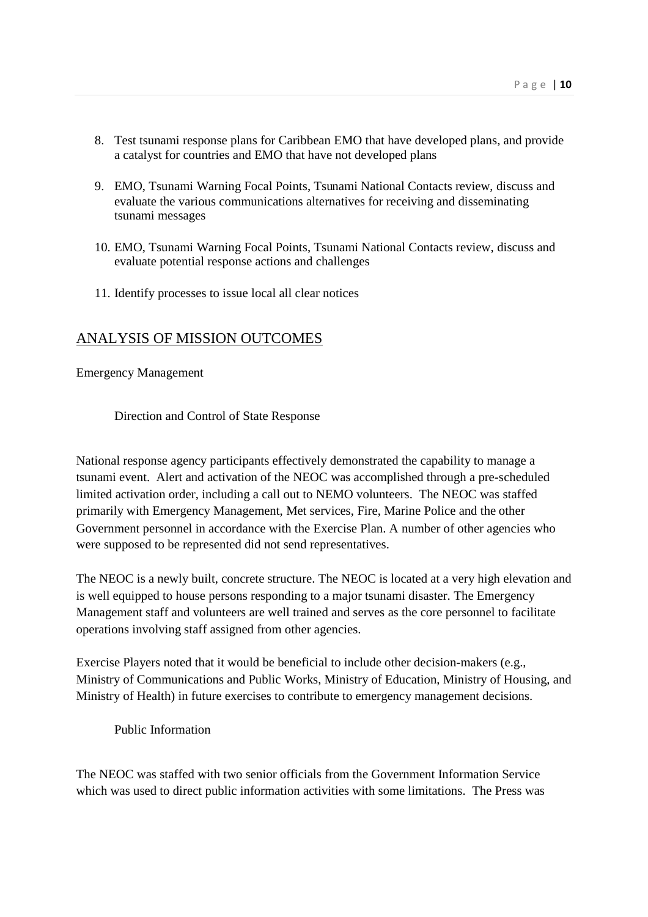8. Test tsunami response plans for Caribbean EMO that have developed plans, and provide a catalyst for countries and EMO that have not developed plans

9. EMO, Tsunami Warning Focal Points, Tsunami National Contacts review, discuss and evaluate the various communications alternatives for receiving and disseminating tsunami messages

10. EMO, Tsunami Warning Focal Points, Tsunami National Contacts review, discuss and evaluate potential response actions and challenges

11. Identify processes to issue local all clear notices

## ANALYSIS OF MISSION OUTCOMES

### Emergency Management

#### Direction and Control of State Response

National response agency participants effectively demonstrated the capability to manage a tsunami event. Alert and activation of the NEOC was accomplished through a pre-scheduled limited activation order, including a call out to NEMO volunteers. The NEOC was staffed primarily with Emergency Management, Met services, Fire, Marine Police and the other Government personnel in accordance with the Exercise Plan. A number of other agencies who were supposed to be represented did not send representatives.

The NEOC is a newly built, concrete structure. The NEOC is located at a very high elevation and is well equipped to house persons responding to a major tsunami disaster. The Emergency Management staff and volunteers are well trained and serves as the core personnel to facilitate operations involving staff assigned from other agencies.

Exercise Players noted that it would be beneficial to include other decision-makers (e.g., Ministry of Communications and Public Works, Ministry of Education, Ministry of Housing, and Ministry of Health) in future exercises to contribute to emergency management decisions.

#### Public Information

The NEOC was staffed with two senior officials from the Government Information Service which was used to direct public information activities with some limitations. The Press was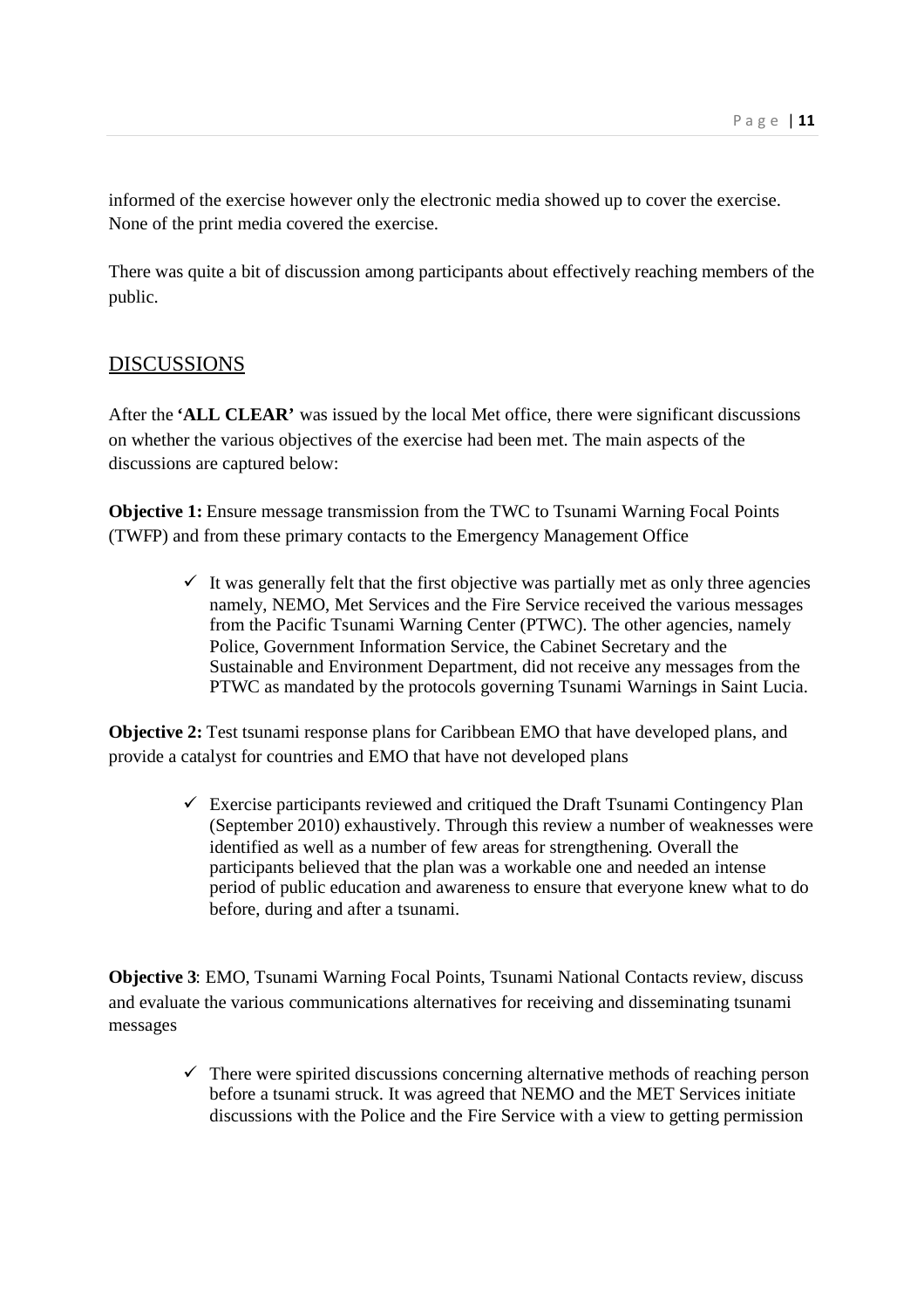informed of the exercise however only the electronic media showed up to cover the exercise. None of the print media covered the exercise.

There was quite a bit of discussion among participants about effectively reaching members of the public.

## DISCUSSIONS

After the **'ALL CLEAR'** was issued by the local Met office, there were significant discussions on whether the various objectives of the exercise had been met. The main aspects of the discussions are captured below:

**Objective 1:** Ensure message transmission from the TWC to Tsunami Warning Focal Points (TWFP) and from these primary contacts to the Emergency Management Office

- ✓ It was generally felt that the first objective was partially met as only three agencies namely, NEMO, Met Services and the Fire Service received the various messages from the Pacific Tsunami Warning Center (PTWC). The other agencies, namely Police, Government Information Service, the Cabinet Secretary and the Sustainable and Environment Department, did not receive any messages from the PTWC as mandated by the protocols governing Tsunami Warnings in Saint Lucia.

**Objective 2:** Test tsunami response plans for Caribbean EMO that have developed plans, and provide a catalyst for countries and EMO that have not developed plans

- ✓ Exercise participants reviewed and critiqued the Draft Tsunami Contingency Plan (September 2010) exhaustively. Through this review a number of weaknesses were identified as well as a number of few areas for strengthening. Overall the participants believed that the plan was a workable one and needed an intense period of public education and awareness to ensure that everyone knew what to do before, during and after a tsunami.

**Objective 3**: EMO, Tsunami Warning Focal Points, Tsunami National Contacts review, discuss and evaluate the various communications alternatives for receiving and disseminating tsunami messages

- ✓ There were spirited discussions concerning alternative methods of reaching person before a tsunami struck. It was agreed that NEMO and the MET Services initiate discussions with the Police and the Fire Service with a view to getting permission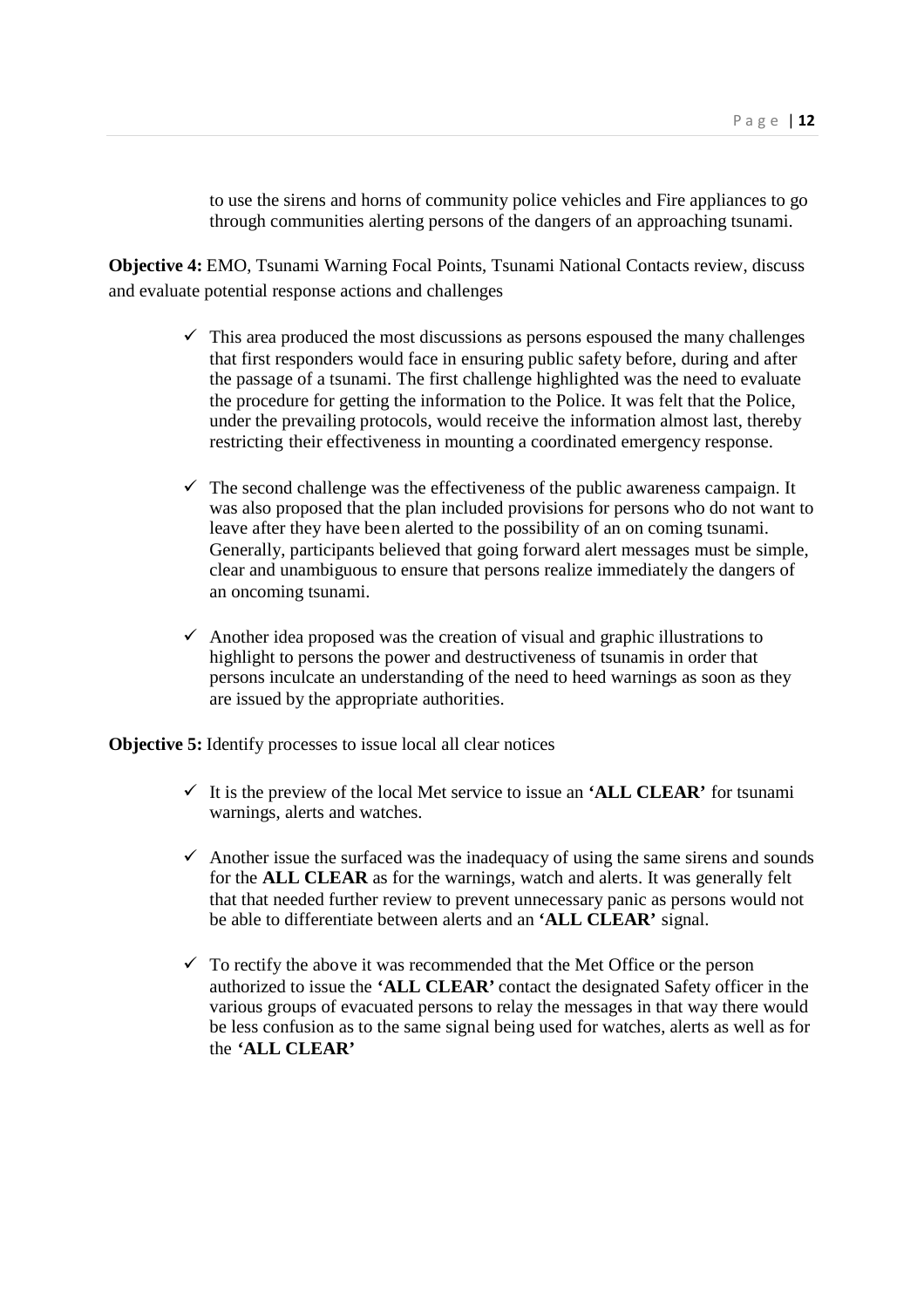to use the sirens and horns of community police vehicles and Fire appliances to go through communities alerting persons of the dangers of an approaching tsunami.

**Objective 4:** EMO, Tsunami Warning Focal Points, Tsunami National Contacts review, discuss and evaluate potential response actions and challenges

- ✓ This area produced the most discussions as persons espoused the many challenges that first responders would face in ensuring public safety before, during and after the passage of a tsunami. The first challenge highlighted was the need to evaluate the procedure for getting the information to the Police. It was felt that the Police, under the prevailing protocols, would receive the information almost last, thereby restricting their effectiveness in mounting a coordinated emergency response.
- ✓ The second challenge was the effectiveness of the public awareness campaign. It was also proposed that the plan included provisions for persons who do not want to leave after they have been alerted to the possibility of an on coming tsunami. Generally, participants believed that going forward alert messages must be simple, clear and unambiguous to ensure that persons realize immediately the dangers of an oncoming tsunami.
- ✓ Another idea proposed was the creation of visual and graphic illustrations to highlight to persons the power and destructiveness of tsunamis in order that persons inculcate an understanding of the need to heed warnings as soon as they are issued by the appropriate authorities.

**Objective 5:** Identify processes to issue local all clear notices

- ✓ It is the preview of the local Met service to issue an **'ALL CLEAR'** for tsunami warnings, alerts and watches.
- ✓ Another issue the surfaced was the inadequacy of using the same sirens and sounds for the **ALL CLEAR** as for the warnings, watch and alerts. It was generally felt that that needed further review to prevent unnecessary panic as persons would not be able to differentiate between alerts and an **'ALL CLEAR'** signal.
- ✓ To rectify the above it was recommended that the Met Office or the person authorized to issue the **'ALL CLEAR'** contact the designated Safety officer in the various groups of evacuated persons to relay the messages in that way there would be less confusion as to the same signal being used for watches, alerts as well as for the **'ALL CLEAR'**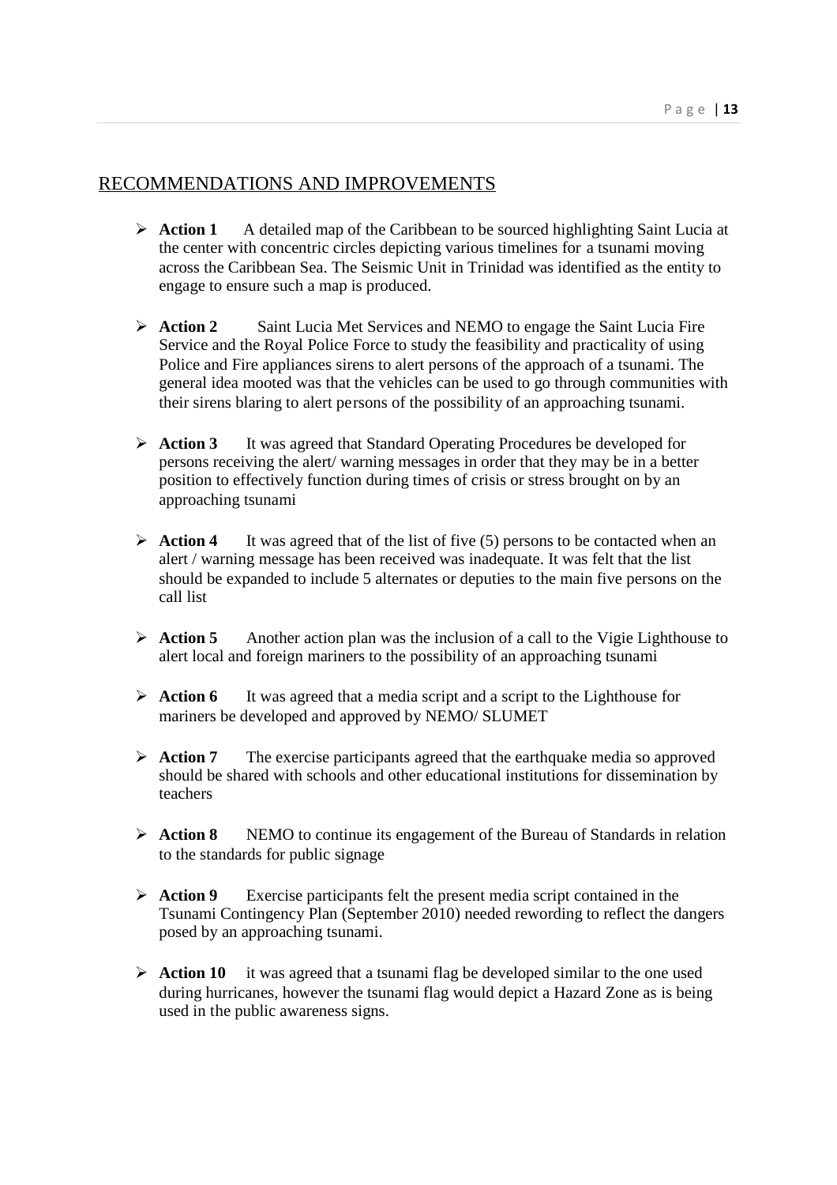## RECOMMENDATIONS AND IMPROVEMENTS

- **Action 1** A detailed map of the Caribbean to be sourced highlighting Saint Lucia at the center with concentric circles depicting various timelines for a tsunami moving across the Caribbean Sea. The Seismic Unit in Trinidad was identified as the entity to engage to ensure such a map is produced.

- **Action 2** Saint Lucia Met Services and NEMO to engage the Saint Lucia Fire Service and the Royal Police Force to study the feasibility and practicality of using Police and Fire appliances sirens to alert persons of the approach of a tsunami. The general idea mooted was that the vehicles can be used to go through communities with their sirens blaring to alert persons of the possibility of an approaching tsunami.

- **Action 3** It was agreed that Standard Operating Procedures be developed for persons receiving the alert/ warning messages in order that they may be in a better position to effectively function during times of crisis or stress brought on by an approaching tsunami

- **Action 4** It was agreed that of the list of five (5) persons to be contacted when an alert / warning message has been received was inadequate. It was felt that the list should be expanded to include 5 alternates or deputies to the main five persons on the call list

- **Action 5** Another action plan was the inclusion of a call to the Vigie Lighthouse to alert local and foreign mariners to the possibility of an approaching tsunami

- **Action 6** It was agreed that a media script and a script to the Lighthouse for mariners be developed and approved by NEMO/ SLUMET

- **Action 7** The exercise participants agreed that the earthquake media so approved should be shared with schools and other educational institutions for dissemination by teachers

- **Action 8** NEMO to continue its engagement of the Bureau of Standards in relation to the standards for public signage

- **Action 9** Exercise participants felt the present media script contained in the Tsunami Contingency Plan (September 2010) needed rewording to reflect the dangers posed by an approaching tsunami.

- **Action 10** it was agreed that a tsunami flag be developed similar to the one used during hurricanes, however the tsunami flag would depict a Hazard Zone as is being used in the public awareness signs.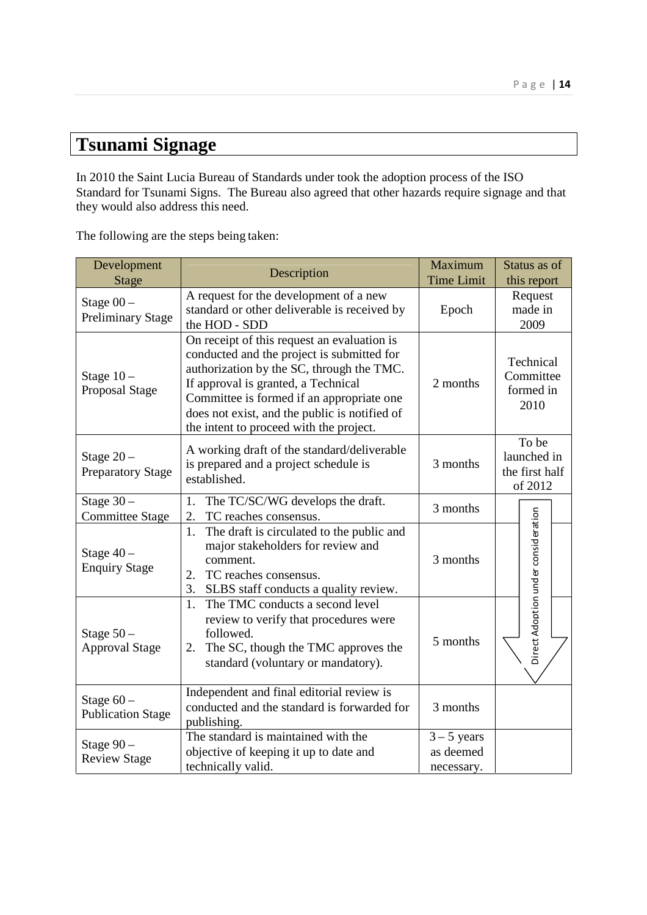# Tsunami Signage

In 2010 the Saint Lucia Bureau of Standards under took the adoption process of the ISO Standard for Tsunami Signs. The Bureau also agreed that other hazards require signage and that they would also address this need.

The following are the steps being taken:

| Development Stage | Description | Maximum Time Limit | Status as of this report |
|---|---|---|---|
| Stage 00 – Preliminary Stage | A request for the development of a new standard or other deliverable is received by the HOD - SDD | Epoch | Request made in 2009 |
| Stage 10 – Proposal Stage | On receipt of this request an evaluation is conducted and the project is submitted for authorization by the SC, through the TMC. If approval is granted, a Technical Committee is formed if an appropriate one does not exist, and the public is notified of the intent to proceed with the project. | 2 months | Technical Committee formed in 2010 |
| Stage 20 – Preparatory Stage | A working draft of the standard/deliverable is prepared and a project schedule is established. | 3 months | To be launched in the first half of 2012 |
| Stage 30 – Committee Stage | 1. The TC/SC/WG develops the draft. 2. TC reaches consensus. | 3 months | Direct Adoption under consideration |
| Stage 40 – Enquiry Stage | 1. The draft is circulated to the public and major stakeholders for review and comment. 2. TC reaches consensus. 3. SLBS staff conducts a quality review. | 3 months | |
| Stage 50 – Approval Stage | 1. The TMC conducts a second level review to verify that procedures were followed. 2. The SC, though the TMC approves the standard (voluntary or mandatory). | 5 months | |
| Stage 60 – Publication Stage | Independent and final editorial review is conducted and the standard is forwarded for publishing. | 3 months | |
| Stage 90 – Review Stage | The standard is maintained with the objective of keeping it up to date and technically valid. | 3 – 5 years as deemed necessary. | |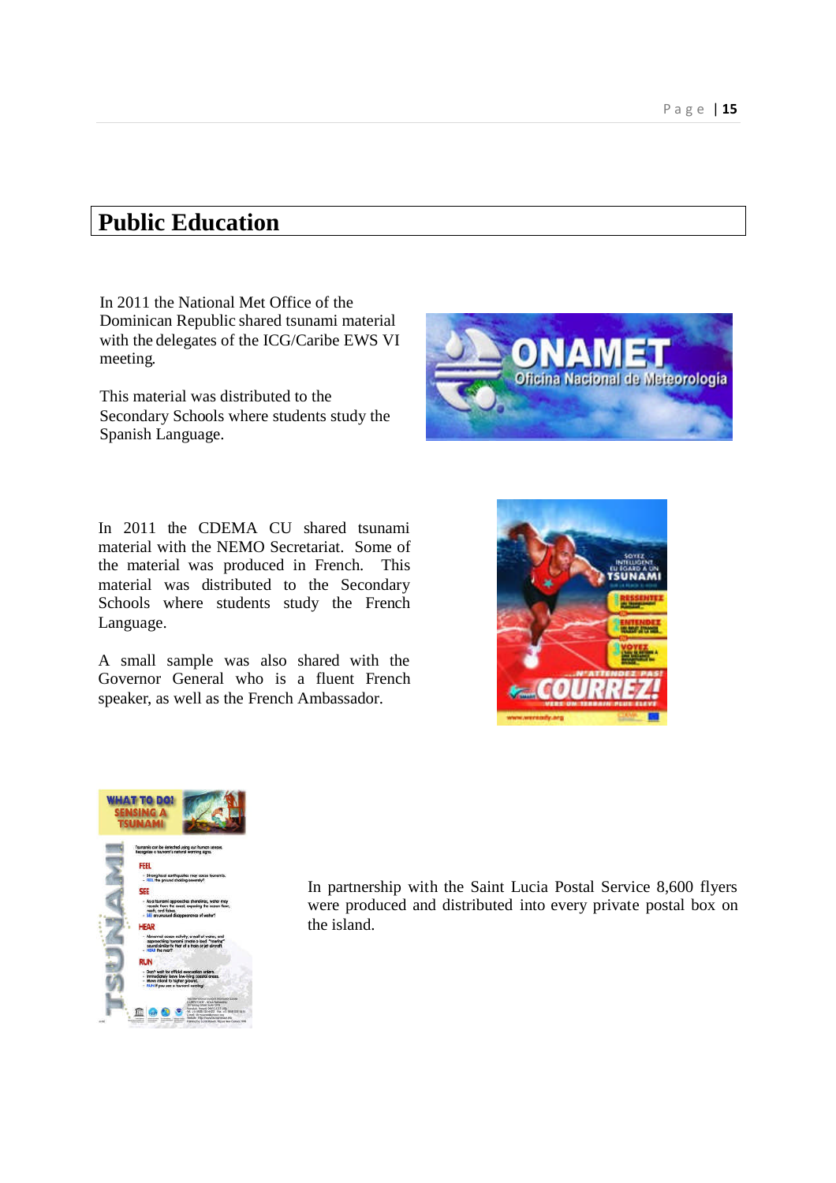# Public Education

In 2011 the National Met Office of the Dominican Republic shared tsunami material with the delegates of the ICG/Caribe EWS VI meeting.

This material was distributed to the Secondary Schools where students study the Spanish Language.

In 2011 the CDEMA CU shared tsunami material with the NEMO Secretariat. Some of the material was produced in French. This material was distributed to the Secondary Schools where students study the French Language.

A small sample was also shared with the Governor General who is a fluent French speaker, as well as the French Ambassador.

In partnership with the Saint Lucia Postal Service 8,600 flyers were produced and distributed into every private postal box on the island.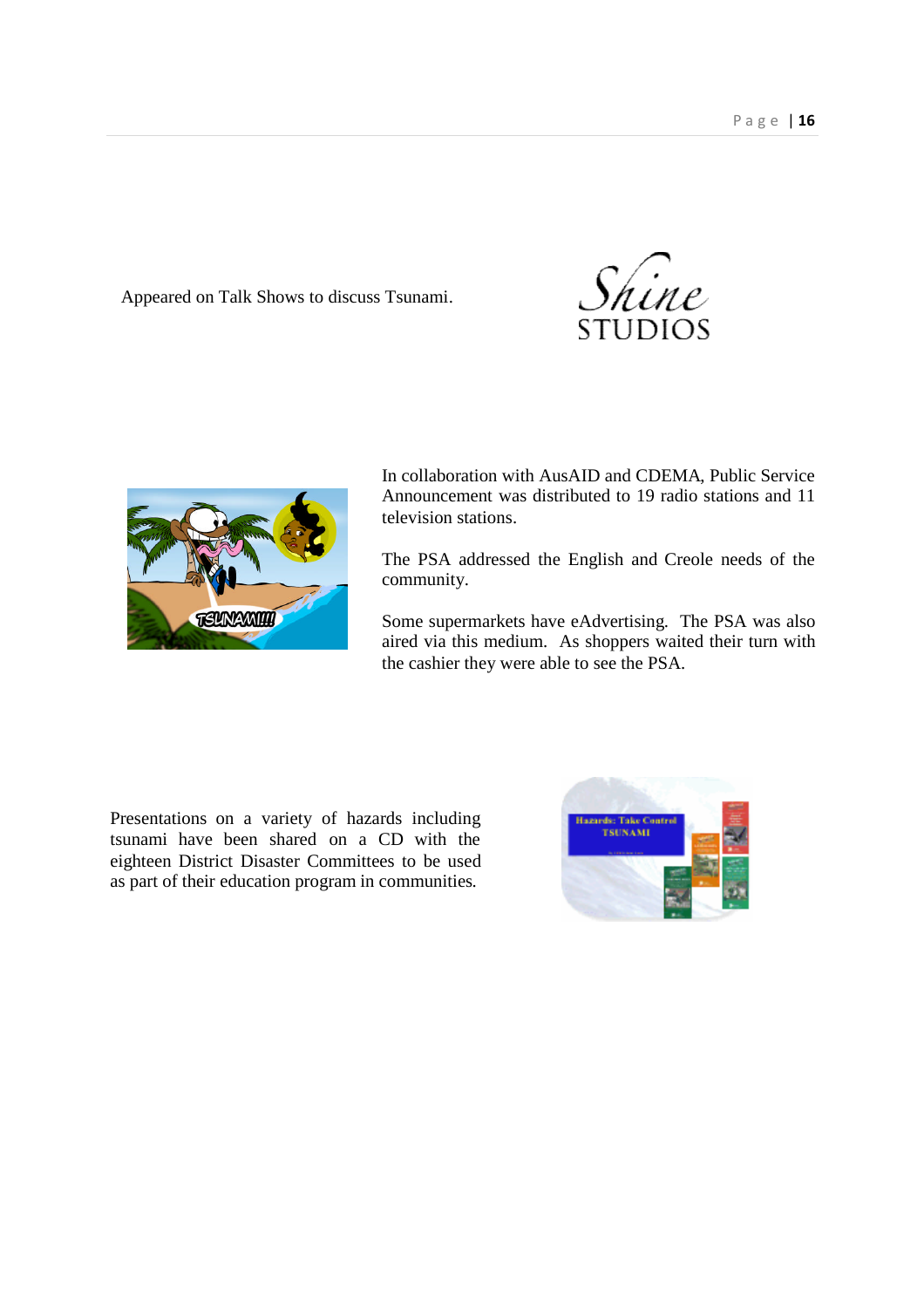Appeared on Talk Shows to discuss Tsunami.

In collaboration with AusAID and CDEMA, Public Service Announcement was distributed to 19 radio stations and 11 television stations.

The PSA addressed the English and Creole needs of the community.

Some supermarkets have eAdvertising. The PSA was also aired via this medium. As shoppers waited their turn with the cashier they were able to see the PSA.

Presentations on a variety of hazards including tsunami have been shared on a CD with the eighteen District Disaster Committees to be used as part of their education program in communities.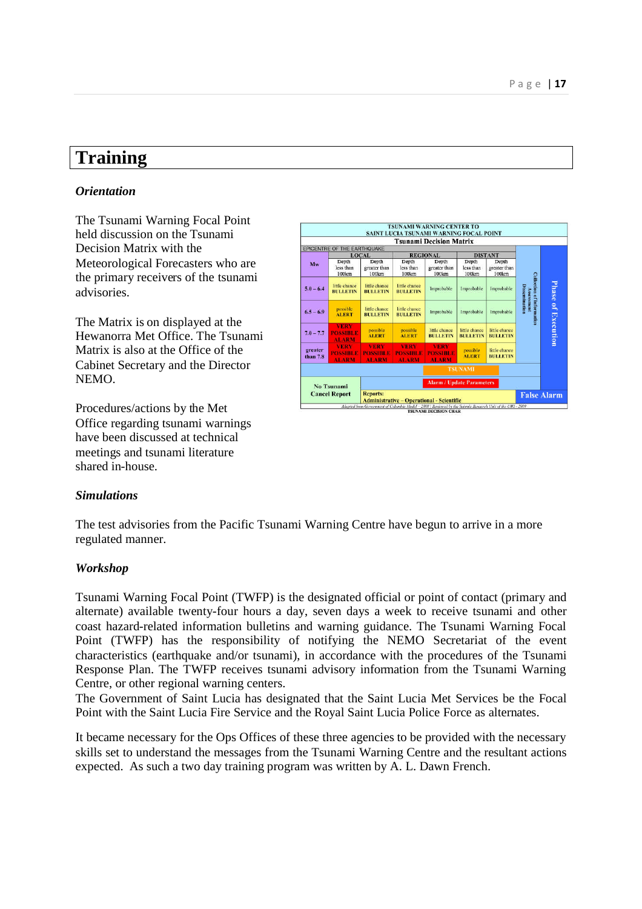# Training

### *Orientation*

The Tsunami Warning Focal Point held discussion on the Tsunami Decision Matrix with the Meteorological Forecasters who are the primary receivers of the tsunami advisories.

TSUNAMI WARNING CENTER TO SAINT LUCIA TSUNAMI WARNING FOCAL POINT

**Tsunami Decision Matrix**

EPICENTRE OF THE EARTHQUAKE

| Mw | LOCAL | | REGIONAL | | DISTANT | | Collection of Information Assessment Dissemination | Phase of Execution |
|---|---|---|---|---|---|---|---|---|
| | Depth less than 100km | Depth greater than 100km | Depth less than 100km | Depth greater than 100km | Depth less than 100km | Depth greater than 100km | | |
| 5.0 – 6.4 | little chance BULLETIN | little chance BULLETIN | little chance BULLETIN | Improbable | Improbable | Improbable | | |
| 6.5 – 6.9 | possible ALERT | little chance BULLETIN | little chance BULLETIN | Improbable | Improbable | Improbable | | |
| 7.0 – 7.7 | VERY POSSIBLE ALARM | possible ALERT | possible ALERT | little chance BULLETIN | little chance BULLETIN | little chance BULLETIN | | |
| greater than 7.8 | VERY POSSIBLE ALARM | VERY POSSIBLE ALARM | VERY POSSIBLE ALARM | VERY POSSIBLE ALARM | possible ALERT | little chance BULLETIN | | |
| | | | | TSUNAMI | | | | |
| No Tsunami Cancel Report | | | | Alarm / Update Parameters | | | | |
| | Reports: Administrative – Operational - Scientific | | | | | | False Alarm | |

Adapted from Government of Colombia Model - 2008 / Reviewed by the Seismic Research Unit of the UWI - 2009

TSUNAMI DECISION CHAR

The Matrix is on displayed at the Hewanorra Met Office. The Tsunami Matrix is also at the Office of the Cabinet Secretary and the Director NEMO.

Procedures/actions by the Met Office regarding tsunami warnings have been discussed at technical meetings and tsunami literature shared in-house.

### *Simulations*

The test advisories from the Pacific Tsunami Warning Centre have begun to arrive in a more regulated manner.

### *Workshop*

Tsunami Warning Focal Point (TWFP) is the designated official or point of contact (primary and alternate) available twenty-four hours a day, seven days a week to receive tsunami and other coast hazard-related information bulletins and warning guidance. The Tsunami Warning Focal Point (TWFP) has the responsibility of notifying the NEMO Secretariat of the event characteristics (earthquake and/or tsunami), in accordance with the procedures of the Tsunami Response Plan. The TWFP receives tsunami advisory information from the Tsunami Warning Centre, or other regional warning centers.
The Government of Saint Lucia has designated that the Saint Lucia Met Services be the Focal Point with the Saint Lucia Fire Service and the Royal Saint Lucia Police Force as alternates.

It became necessary for the Ops Offices of these three agencies to be provided with the necessary skills set to understand the messages from the Tsunami Warning Centre and the resultant actions expected. As such a two day training program was written by A. L. Dawn French.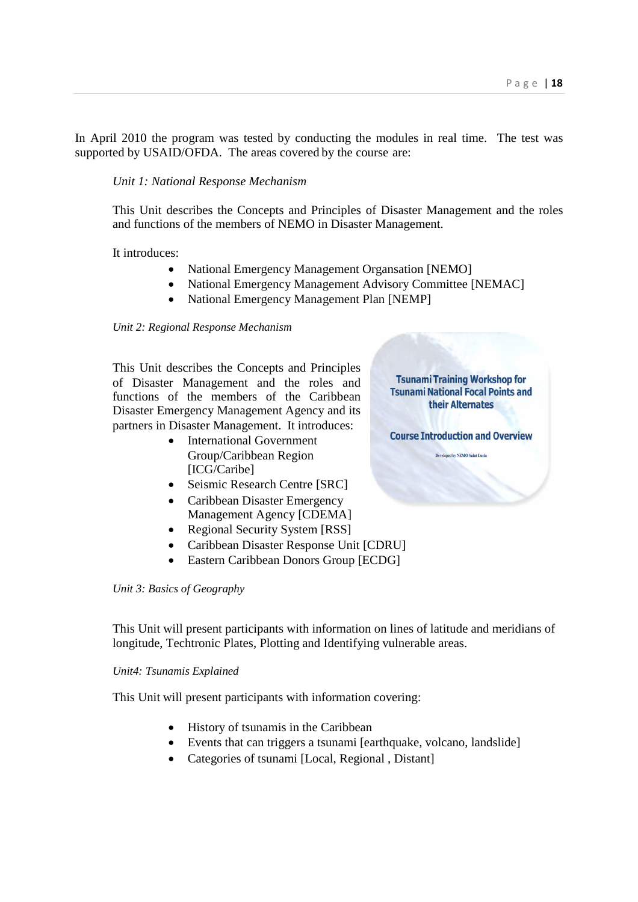In April 2010 the program was tested by conducting the modules in real time. The test was supported by USAID/OFDA. The areas covered by the course are:

*Unit 1: National Response Mechanism*

This Unit describes the Concepts and Principles of Disaster Management and the roles and functions of the members of NEMO in Disaster Management.

It introduces:

- National Emergency Management Organsation [NEMO]
- National Emergency Management Advisory Committee [NEMAC]
- National Emergency Management Plan [NEMP]

*Unit 2: Regional Response Mechanism*

This Unit describes the Concepts and Principles of Disaster Management and the roles and functions of the members of the Caribbean Disaster Emergency Management Agency and its partners in Disaster Management. It introduces:

- International Government Group/Caribbean Region [ICG/Caribe]
- Seismic Research Centre [SRC]
- Caribbean Disaster Emergency Management Agency [CDEMA]
- Regional Security System [RSS]
- Caribbean Disaster Response Unit [CDRU]
- Eastern Caribbean Donors Group [ECDG]

Tsunami Training Workshop for Tsunami National Focal Points and their Alternates

Course Introduction and Overview

Developed by NEMO Saint Lucia

*Unit 3: Basics of Geography*

This Unit will present participants with information on lines of latitude and meridians of longitude, Techtronic Plates, Plotting and Identifying vulnerable areas.

*Unit4: Tsunamis Explained*

This Unit will present participants with information covering:

- History of tsunamis in the Caribbean
- Events that can triggers a tsunami [earthquake, volcano, landslide]
- Categories of tsunami [Local, Regional , Distant]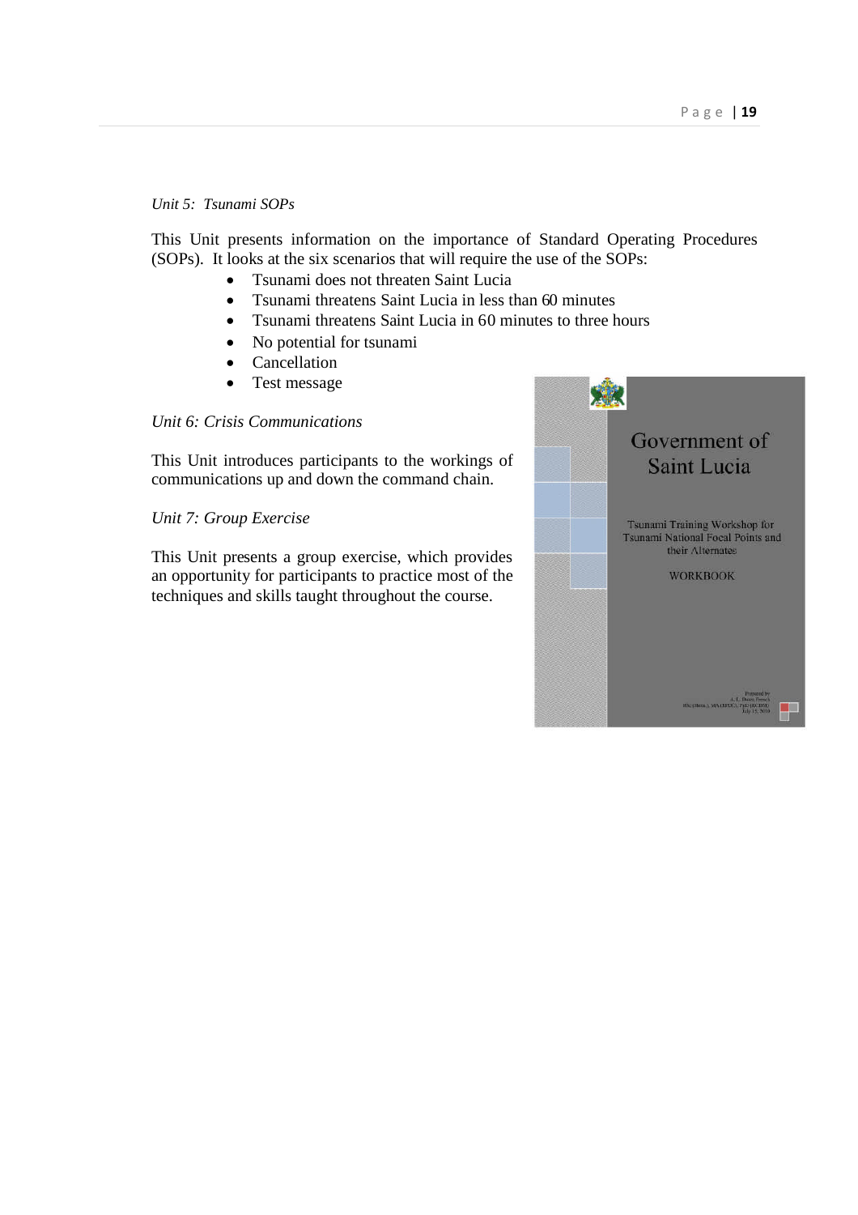*Unit 5: Tsunami SOPs*

This Unit presents information on the importance of Standard Operating Procedures (SOPs). It looks at the six scenarios that will require the use of the SOPs:

- Tsunami does not threaten Saint Lucia
- Tsunami threatens Saint Lucia in less than 60 minutes
- Tsunami threatens Saint Lucia in 60 minutes to three hours
- No potential for tsunami
- Cancellation
- Test message

*Unit 6: Crisis Communications*

This Unit introduces participants to the workings of communications up and down the command chain.

*Unit 7: Group Exercise*

This Unit presents a group exercise, which provides an opportunity for participants to practice most of the techniques and skills taught throughout the course.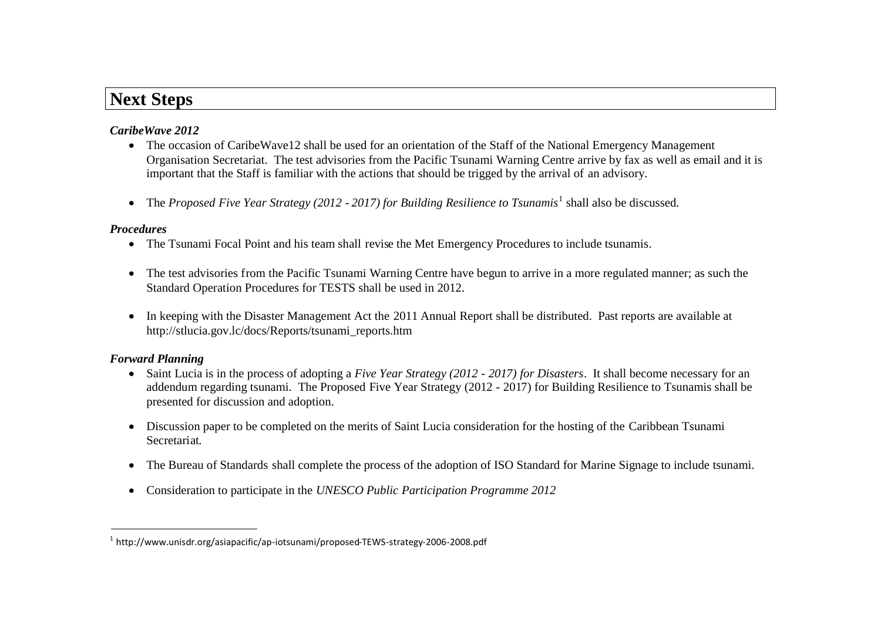# Next Steps

### *CaribeWave 2012*

- The occasion of CaribeWave12 shall be used for an orientation of the Staff of the National Emergency Management Organisation Secretariat. The test advisories from the Pacific Tsunami Warning Centre arrive by fax as well as email and it is important that the Staff is familiar with the actions that should be trigged by the arrival of an advisory.

- The *Proposed Five Year Strategy (2012 - 2017) for Building Resilience to Tsunamis*[1] shall also be discussed.

### *Procedures*

- The Tsunami Focal Point and his team shall revise the Met Emergency Procedures to include tsunamis.

- The test advisories from the Pacific Tsunami Warning Centre have begun to arrive in a more regulated manner; as such the Standard Operation Procedures for TESTS shall be used in 2012.

- In keeping with the Disaster Management Act the 2011 Annual Report shall be distributed. Past reports are available at http://stlucia.gov.lc/docs/Reports/tsunami_reports.htm

### *Forward Planning*

- Saint Lucia is in the process of adopting a *Five Year Strategy (2012 - 2017) for Disasters*. It shall become necessary for an addendum regarding tsunami. The Proposed Five Year Strategy (2012 - 2017) for Building Resilience to Tsunamis shall be presented for discussion and adoption.

- Discussion paper to be completed on the merits of Saint Lucia consideration for the hosting of the Caribbean Tsunami Secretariat.

- The Bureau of Standards shall complete the process of the adoption of ISO Standard for Marine Signage to include tsunami.

- Consideration to participate in the *UNESCO Public Participation Programme 2012*

[1] http://www.unisdr.org/asiapacific/ap-iotsunami/proposed-TEWS-strategy-2006-2008.pdf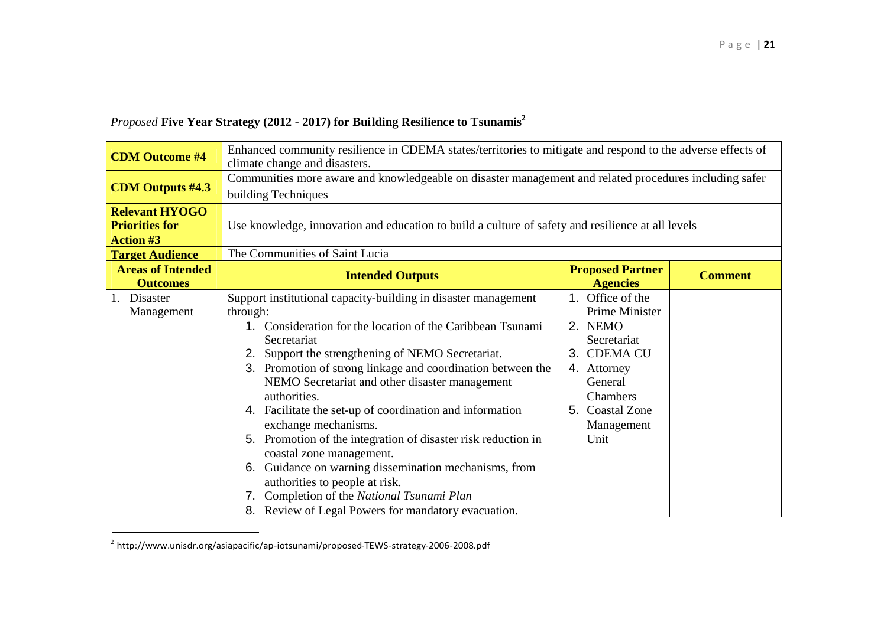*Proposed* **Five Year Strategy (2012 - 2017) for Building Resilience to Tsunamis**[2]

| | | | |
|---|---|---|---|
| **CDM Outcome #4** | Enhanced community resilience in CDEMA states/territories to mitigate and respond to the adverse effects of climate change and disasters. | | |
| **CDM Outputs #4.3** | Communities more aware and knowledgeable on disaster management and related procedures including safer building Techniques | | |
| **Relevant HYOGO Priorities for Action #3** | Use knowledge, innovation and education to build a culture of safety and resilience at all levels | | |
| **Target Audience** | The Communities of Saint Lucia | | |
| **Areas of Intended Outcomes** | **Intended Outputs** | **Proposed Partner Agencies** | **Comment** |
| 1. Disaster Management | Support institutional capacity-building in disaster management through:<br>1. Consideration for the location of the Caribbean Tsunami Secretariat<br>2. Support the strengthening of NEMO Secretariat.<br>3. Promotion of strong linkage and coordination between the NEMO Secretariat and other disaster management authorities.<br>4. Facilitate the set-up of coordination and information exchange mechanisms.<br>5. Promotion of the integration of disaster risk reduction in coastal zone management.<br>6. Guidance on warning dissemination mechanisms, from authorities to people at risk.<br>7. Completion of the *National Tsunami Plan*<br>8. Review of Legal Powers for mandatory evacuation. | 1. Office of the Prime Minister<br>2. NEMO Secretariat<br>3. CDEMA CU<br>4. Attorney General Chambers<br>5. Coastal Zone Management Unit | |

[2] http://www.unisdr.org/asiapacific/ap-iotsunami/proposed-TEWS-strategy-2006-2008.pdf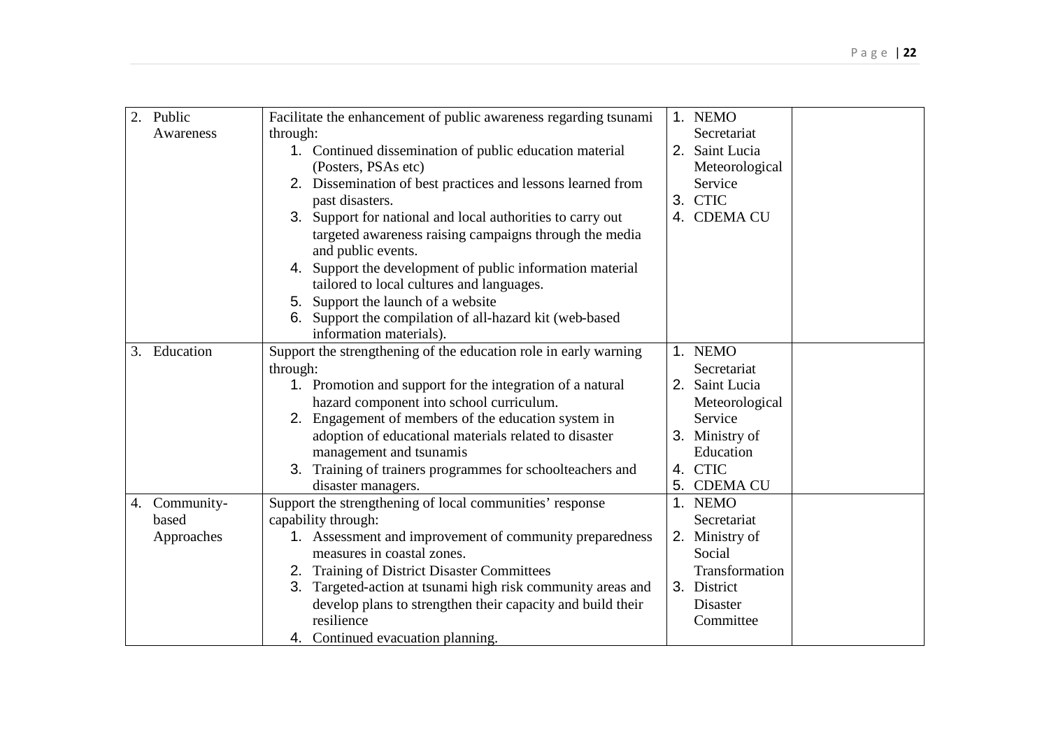| | | | |
|---|---|---|---|
| 2. Public Awareness | Facilitate the enhancement of public awareness regarding tsunami through:<br>1. Continued dissemination of public education material (Posters, PSAs etc)<br>2. Dissemination of best practices and lessons learned from past disasters.<br>3. Support for national and local authorities to carry out targeted awareness raising campaigns through the media and public events.<br>4. Support the development of public information material tailored to local cultures and languages.<br>5. Support the launch of a website<br>6. Support the compilation of all-hazard kit (web-based information materials). | 1. NEMO Secretariat<br>2. Saint Lucia Meteorological Service<br>3. CTIC<br>4. CDEMA CU | |
| 3. Education | Support the strengthening of the education role in early warning through:<br>1. Promotion and support for the integration of a natural hazard component into school curriculum.<br>2. Engagement of members of the education system in adoption of educational materials related to disaster management and tsunamis<br>3. Training of trainers programmes for schoolteachers and disaster managers. | 1. NEMO Secretariat<br>2. Saint Lucia Meteorological Service<br>3. Ministry of Education<br>4. CTIC<br>5. CDEMA CU | |
| 4. Community-based Approaches | Support the strengthening of local communities' response capability through:<br>1. Assessment and improvement of community preparedness measures in coastal zones.<br>2. Training of District Disaster Committees<br>3. Targeted-action at tsunami high risk community areas and develop plans to strengthen their capacity and build their resilience<br>4. Continued evacuation planning. | 1. NEMO Secretariat<br>2. Ministry of Social Transformation<br>3. District Disaster Committee | |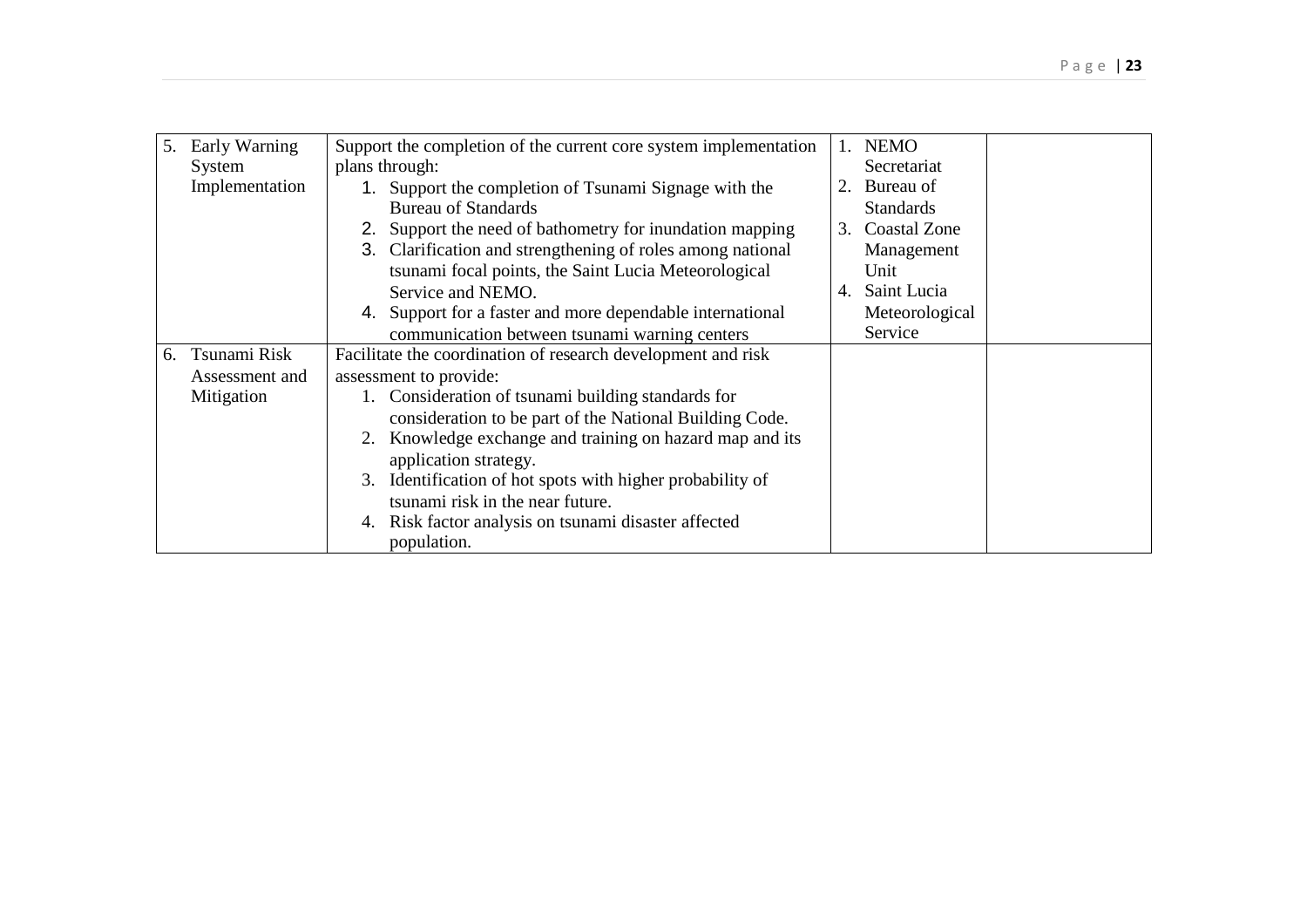| | | | |
|---|---|---|---|
| 5. Early Warning System Implementation | Support the completion of the current core system implementation plans through:<br>1. Support the completion of Tsunami Signage with the Bureau of Standards<br>2. Support the need of bathometry for inundation mapping<br>3. Clarification and strengthening of roles among national tsunami focal points, the Saint Lucia Meteorological Service and NEMO.<br>4. Support for a faster and more dependable international communication between tsunami warning centers | 1. NEMO Secretariat<br>2. Bureau of Standards<br>3. Coastal Zone Management Unit<br>4. Saint Lucia Meteorological Service | |
| 6. Tsunami Risk Assessment and Mitigation | Facilitate the coordination of research development and risk assessment to provide:<br>1. Consideration of tsunami building standards for consideration to be part of the National Building Code.<br>2. Knowledge exchange and training on hazard map and its application strategy.<br>3. Identification of hot spots with higher probability of tsunami risk in the near future.<br>4. Risk factor analysis on tsunami disaster affected population. | | |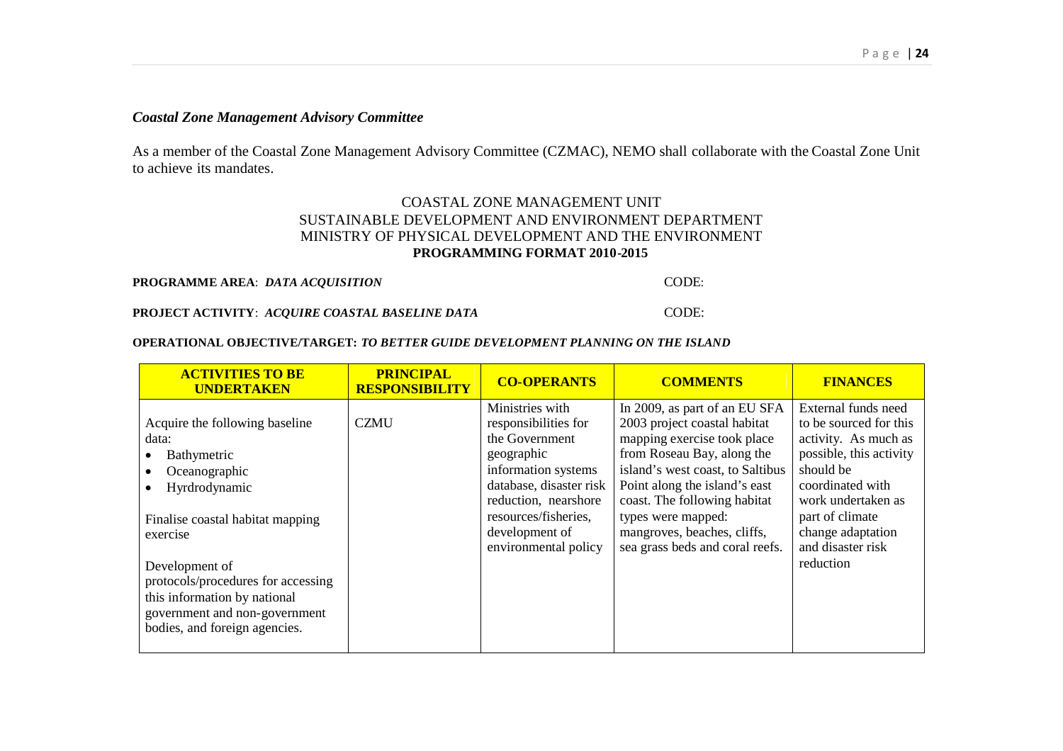### *Coastal Zone Management Advisory Committee*

As a member of the Coastal Zone Management Advisory Committee (CZMAC), NEMO shall collaborate with the Coastal Zone Unit to achieve its mandates.

COASTAL ZONE MANAGEMENT UNIT
SUSTAINABLE DEVELOPMENT AND ENVIRONMENT DEPARTMENT
MINISTRY OF PHYSICAL DEVELOPMENT AND THE ENVIRONMENT
**PROGRAMMING FORMAT 2010-2015**

**PROGRAMME AREA**: ***DATA ACQUISITION*** CODE:

**PROJECT ACTIVITY**: ***ACQUIRE COASTAL BASELINE DATA*** CODE:

**OPERATIONAL OBJECTIVE/TARGET:** ***TO BETTER GUIDE DEVELOPMENT PLANNING ON THE ISLAND***

| ACTIVITIES TO BE UNDERTAKEN | PRINCIPAL RESPONSIBILITY | CO-OPERANTS | COMMENTS | FINANCES |
|---|---|---|---|---|
| Acquire the following baseline data:<br>• Bathymetric<br>• Oceanographic<br>• Hyrdrodynamic<br><br>Finalise coastal habitat mapping exercise<br><br>Development of protocols/procedures for accessing this information by national government and non-government bodies, and foreign agencies. | CZMU | Ministries with responsibilities for the Government geographic information systems database, disaster risk reduction, nearshore resources/fisheries, development of environmental policy | In 2009, as part of an EU SFA 2003 project coastal habitat mapping exercise took place from Roseau Bay, along the island's west coast, to Saltibus Point along the island's east coast. The following habitat types were mapped: mangroves, beaches, cliffs, sea grass beds and coral reefs. | External funds need to be sourced for this activity. As much as possible, this activity should be coordinated with work undertaken as part of climate change adaptation and disaster risk reduction |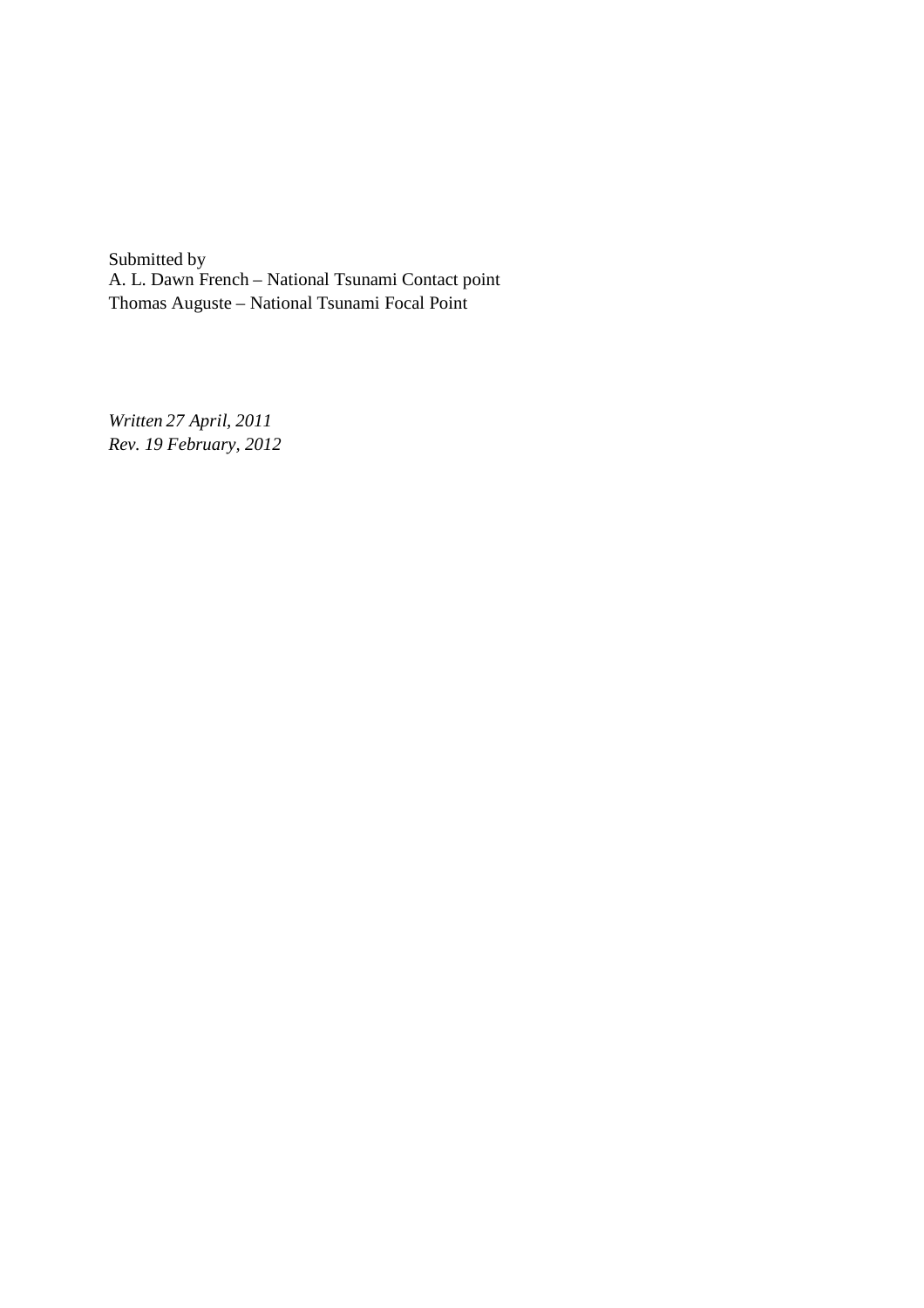Submitted by
A. L. Dawn French – National Tsunami Contact point
Thomas Auguste – National Tsunami Focal Point

*Written 27 April, 2011*
*Rev. 19 February, 2012*